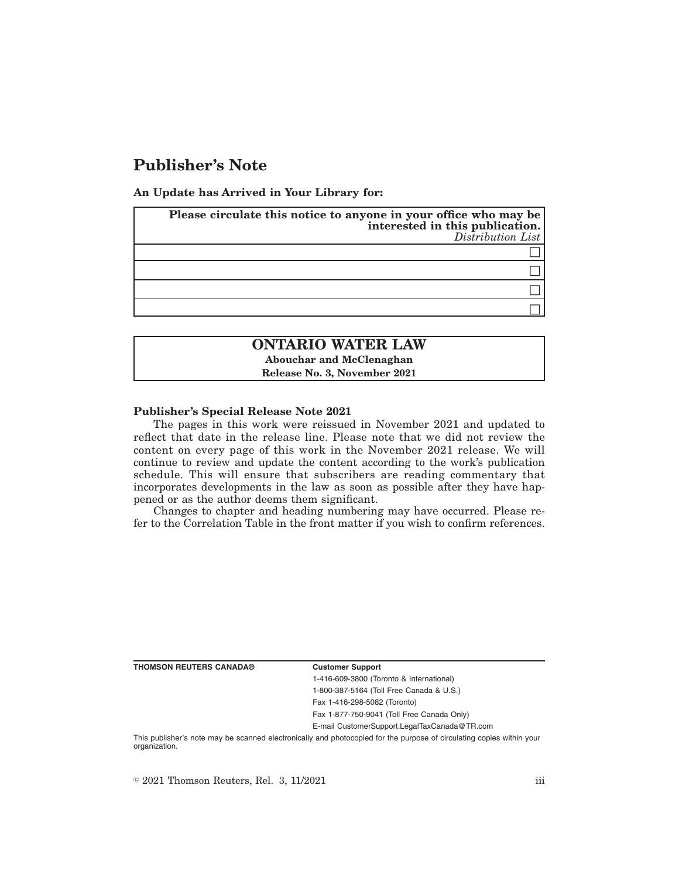# Publisher's Note

**An Update has Arrived in Your Library for:**

| **Please circulate this notice to anyone in your office who may be interested in this publication.** *Distribution List* |
|---|
| ☐ |
| ☐ |
| ☐ |
| ☐ |

| **ONTARIO WATER LAW** |
|---|
| **Abouchar and McClenaghan** |
| **Release No. 3, November 2021** |

**Publisher's Special Release Note 2021**

The pages in this work were reissued in November 2021 and updated to reflect that date in the release line. Please note that we did not review the content on every page of this work in the November 2021 release. We will continue to review and update the content according to the work's publication schedule. This will ensure that subscribers are reading commentary that incorporates developments in the law as soon as possible after they have happened or as the author deems them significant.

Changes to chapter and heading numbering may have occurred. Please refer to the Correlation Table in the front matter if you wish to confirm references.

**THOMSON REUTERS CANADA®**

**Customer Support**

1-416-609-3800 (Toronto & International)

1-800-387-5164 (Toll Free Canada & U.S.)

Fax 1-416-298-5082 (Toronto)

Fax 1-877-750-9041 (Toll Free Canada Only)

E-mail CustomerSupport.LegalTaxCanada@TR.com

This publisher's note may be scanned electronically and photocopied for the purpose of circulating copies within your organization.

© 2021 Thomson Reuters, Rel. 3, 11/2021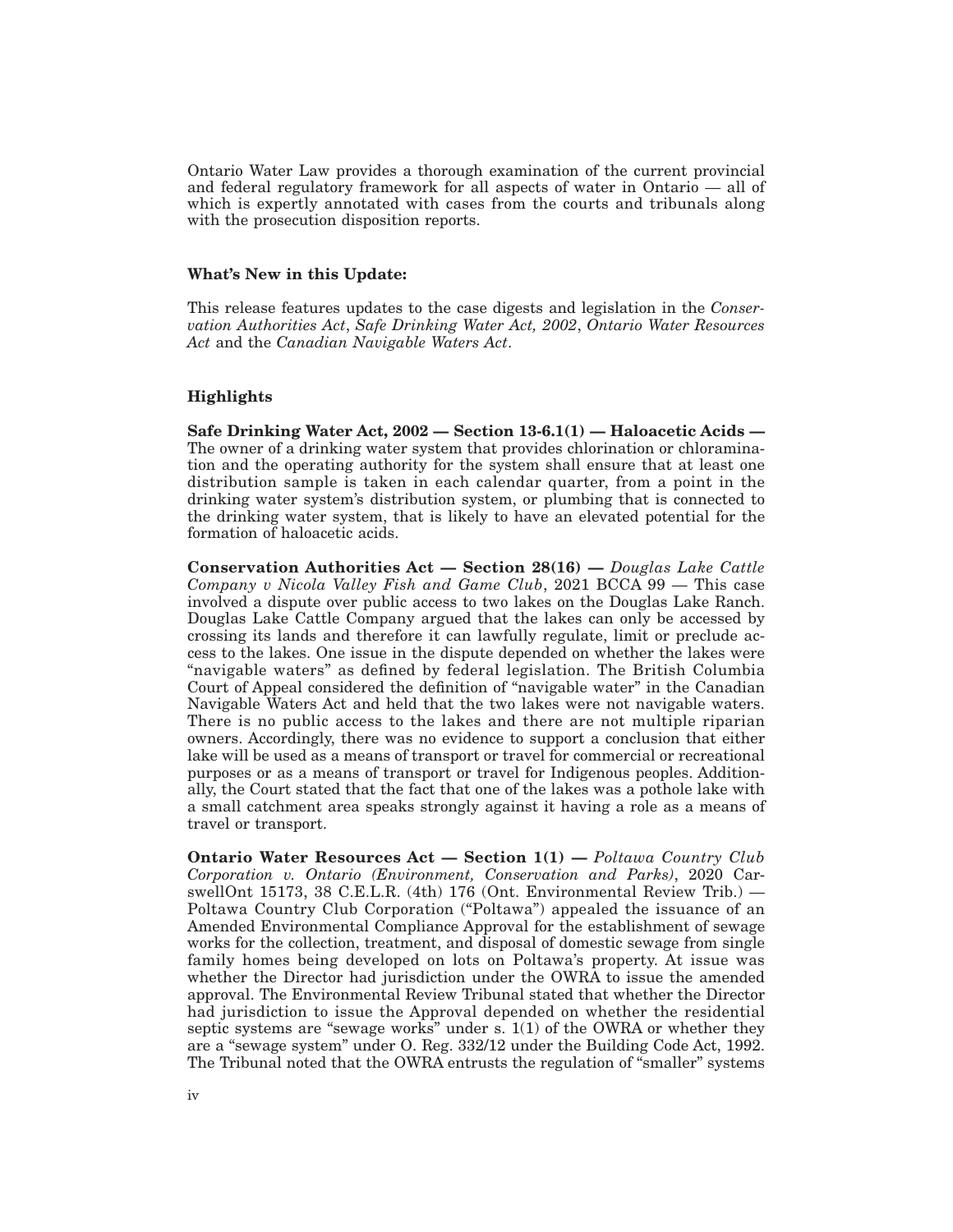Ontario Water Law provides a thorough examination of the current provincial and federal regulatory framework for all aspects of water in Ontario — all of which is expertly annotated with cases from the courts and tribunals along with the prosecution disposition reports.

### What's New in this Update:

This release features updates to the case digests and legislation in the *Conservation Authorities Act*, *Safe Drinking Water Act, 2002*, *Ontario Water Resources Act* and the *Canadian Navigable Waters Act*.

### Highlights

**Safe Drinking Water Act, 2002 — Section 13-6.1(1) — Haloacetic Acids —** The owner of a drinking water system that provides chlorination or chloramination and the operating authority for the system shall ensure that at least one distribution sample is taken in each calendar quarter, from a point in the drinking water system's distribution system, or plumbing that is connected to the drinking water system, that is likely to have an elevated potential for the formation of haloacetic acids.

**Conservation Authorities Act — Section 28(16) —** *Douglas Lake Cattle Company v Nicola Valley Fish and Game Club*, 2021 BCCA 99 — This case involved a dispute over public access to two lakes on the Douglas Lake Ranch. Douglas Lake Cattle Company argued that the lakes can only be accessed by crossing its lands and therefore it can lawfully regulate, limit or preclude access to the lakes. One issue in the dispute depended on whether the lakes were "navigable waters" as defined by federal legislation. The British Columbia Court of Appeal considered the definition of "navigable water" in the Canadian Navigable Waters Act and held that the two lakes were not navigable waters. There is no public access to the lakes and there are not multiple riparian owners. Accordingly, there was no evidence to support a conclusion that either lake will be used as a means of transport or travel for commercial or recreational purposes or as a means of transport or travel for Indigenous peoples. Additionally, the Court stated that the fact that one of the lakes was a pothole lake with a small catchment area speaks strongly against it having a role as a means of travel or transport.

**Ontario Water Resources Act — Section 1(1) —** *Poltawa Country Club Corporation v. Ontario (Environment, Conservation and Parks)*, 2020 CarswellOnt 15173, 38 C.E.L.R. (4th) 176 (Ont. Environmental Review Trib.) — Poltawa Country Club Corporation ("Poltawa") appealed the issuance of an Amended Environmental Compliance Approval for the establishment of sewage works for the collection, treatment, and disposal of domestic sewage from single family homes being developed on lots on Poltawa's property. At issue was whether the Director had jurisdiction under the OWRA to issue the amended approval. The Environmental Review Tribunal stated that whether the Director had jurisdiction to issue the Approval depended on whether the residential septic systems are "sewage works" under s. 1(1) of the OWRA or whether they are a "sewage system" under O. Reg. 332/12 under the Building Code Act, 1992. The Tribunal noted that the OWRA entrusts the regulation of "smaller" systems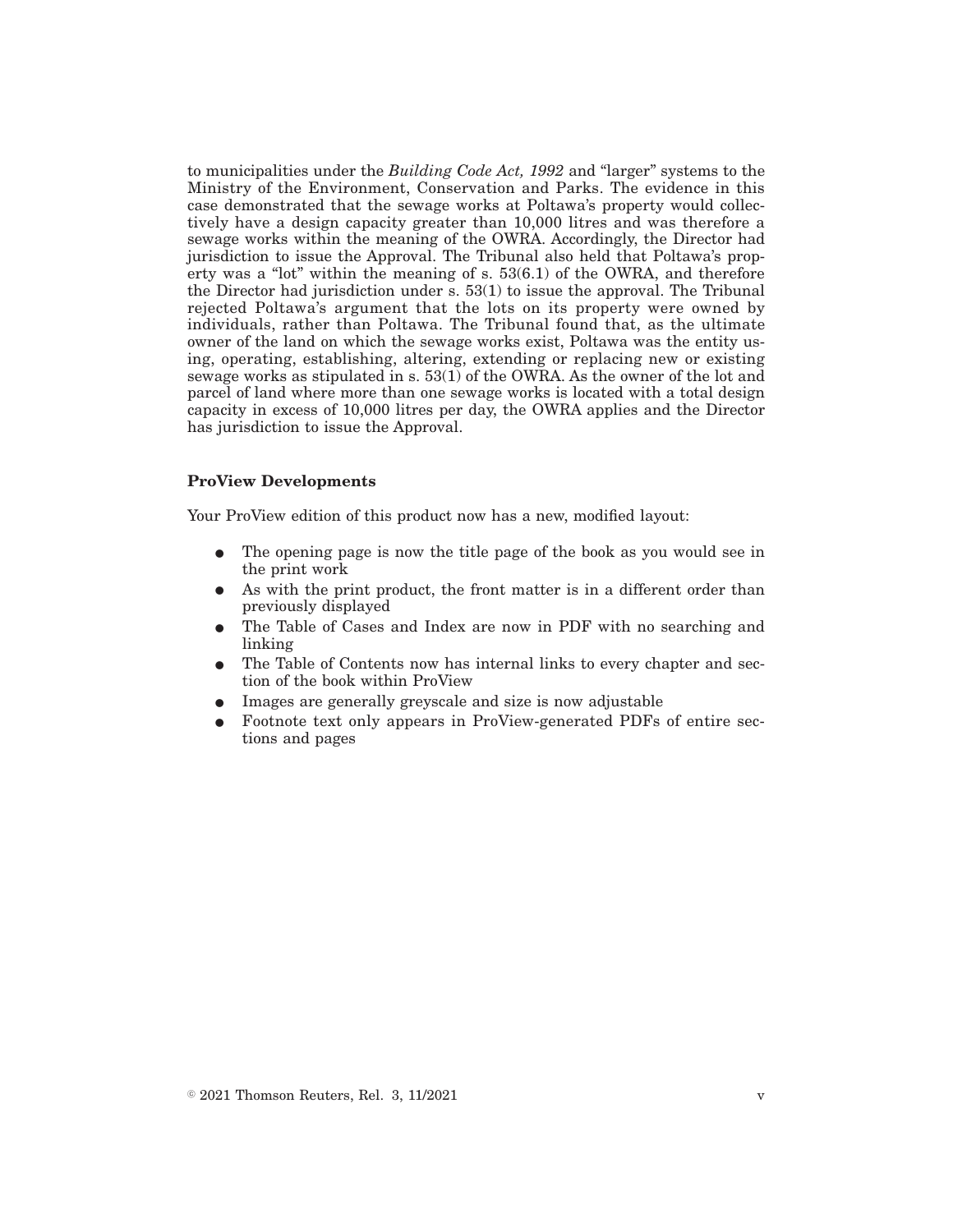to municipalities under the *Building Code Act, 1992* and "larger" systems to the Ministry of the Environment, Conservation and Parks. The evidence in this case demonstrated that the sewage works at Poltawa's property would collectively have a design capacity greater than 10,000 litres and was therefore a sewage works within the meaning of the OWRA. Accordingly, the Director had jurisdiction to issue the Approval. The Tribunal also held that Poltawa's property was a "lot" within the meaning of s. 53(6.1) of the OWRA, and therefore the Director had jurisdiction under s. 53(1) to issue the approval. The Tribunal rejected Poltawa's argument that the lots on its property were owned by individuals, rather than Poltawa. The Tribunal found that, as the ultimate owner of the land on which the sewage works exist, Poltawa was the entity using, operating, establishing, altering, extending or replacing new or existing sewage works as stipulated in s. 53(1) of the OWRA. As the owner of the lot and parcel of land where more than one sewage works is located with a total design capacity in excess of 10,000 litres per day, the OWRA applies and the Director has jurisdiction to issue the Approval.

**ProView Developments**

Your ProView edition of this product now has a new, modified layout:

- The opening page is now the title page of the book as you would see in the print work
- As with the print product, the front matter is in a different order than previously displayed
- The Table of Cases and Index are now in PDF with no searching and linking
- The Table of Contents now has internal links to every chapter and section of the book within ProView
- Images are generally greyscale and size is now adjustable
- Footnote text only appears in ProView-generated PDFs of entire sections and pages